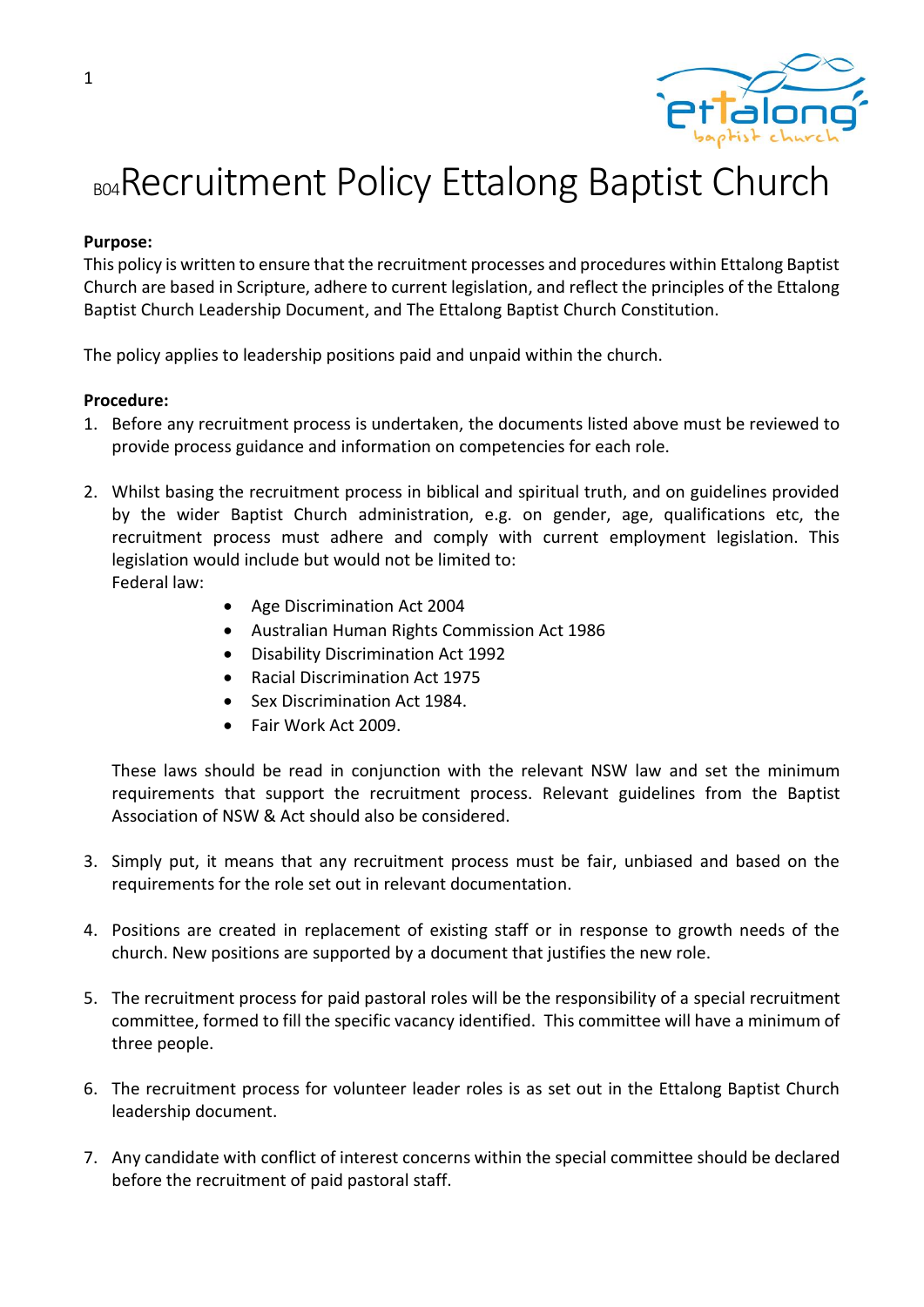# B04Recruitment Policy Ettalong Baptist Church

**Purpose:**
This policy is written to ensure that the recruitment processes and procedures within Ettalong Baptist Church are based in Scripture, adhere to current legislation, and reflect the principles of the Ettalong Baptist Church Leadership Document, and The Ettalong Baptist Church Constitution.

The policy applies to leadership positions paid and unpaid within the church.

**Procedure:**

1. Before any recruitment process is undertaken, the documents listed above must be reviewed to provide process guidance and information on competencies for each role.

2. Whilst basing the recruitment process in biblical and spiritual truth, and on guidelines provided by the wider Baptist Church administration, e.g. on gender, age, qualifications etc, the recruitment process must adhere and comply with current employment legislation. This legislation would include but would not be limited to:
   Federal law:
   - Age Discrimination Act 2004
   - Australian Human Rights Commission Act 1986
   - Disability Discrimination Act 1992
   - Racial Discrimination Act 1975
   - Sex Discrimination Act 1984.
   - Fair Work Act 2009.

   These laws should be read in conjunction with the relevant NSW law and set the minimum requirements that support the recruitment process. Relevant guidelines from the Baptist Association of NSW & Act should also be considered.

3. Simply put, it means that any recruitment process must be fair, unbiased and based on the requirements for the role set out in relevant documentation.

4. Positions are created in replacement of existing staff or in response to growth needs of the church. New positions are supported by a document that justifies the new role.

5. The recruitment process for paid pastoral roles will be the responsibility of a special recruitment committee, formed to fill the specific vacancy identified. This committee will have a minimum of three people.

6. The recruitment process for volunteer leader roles is as set out in the Ettalong Baptist Church leadership document.

7. Any candidate with conflict of interest concerns within the special committee should be declared before the recruitment of paid pastoral staff.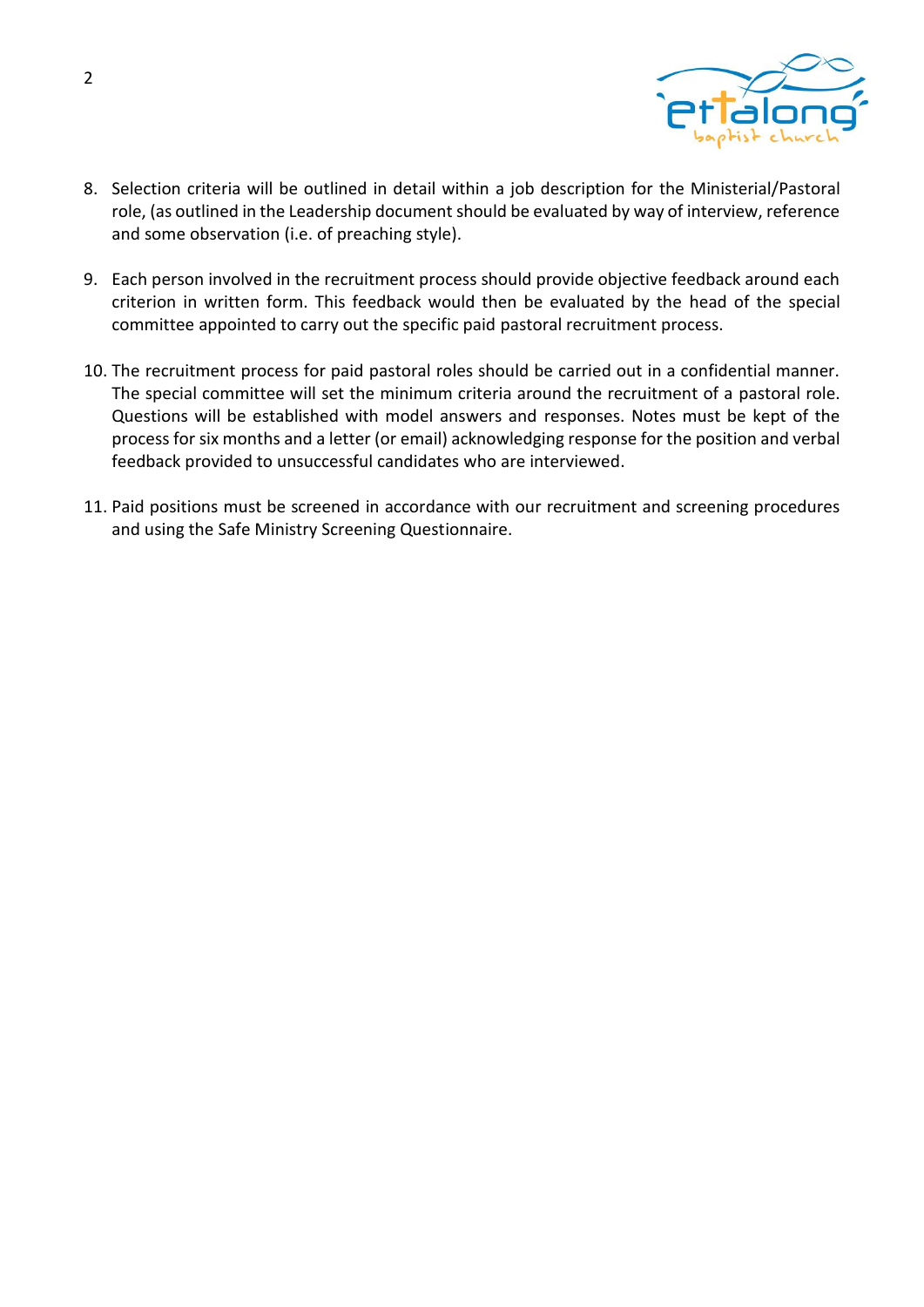8. Selection criteria will be outlined in detail within a job description for the Ministerial/Pastoral role, (as outlined in the Leadership document should be evaluated by way of interview, reference and some observation (i.e. of preaching style).

9. Each person involved in the recruitment process should provide objective feedback around each criterion in written form. This feedback would then be evaluated by the head of the special committee appointed to carry out the specific paid pastoral recruitment process.

10. The recruitment process for paid pastoral roles should be carried out in a confidential manner. The special committee will set the minimum criteria around the recruitment of a pastoral role. Questions will be established with model answers and responses. Notes must be kept of the process for six months and a letter (or email) acknowledging response for the position and verbal feedback provided to unsuccessful candidates who are interviewed.

11. Paid positions must be screened in accordance with our recruitment and screening procedures and using the Safe Ministry Screening Questionnaire.